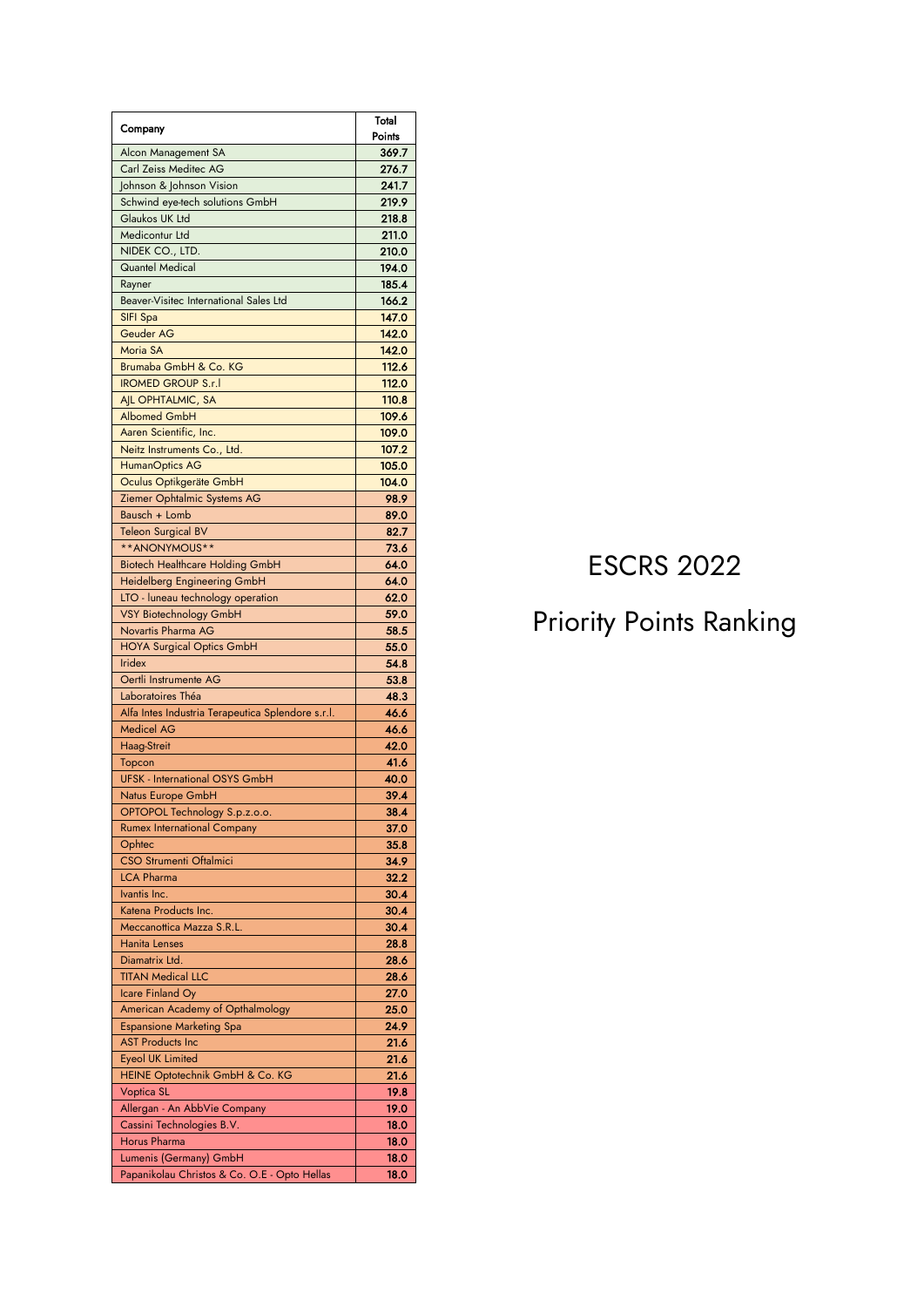# ESCRS 2022

## Priority Points Ranking

| Company | Total Points |
|---|---|
| Alcon Management SA | 369.7 |
| Carl Zeiss Meditec AG | 276.7 |
| Johnson & Johnson Vision | 241.7 |
| Schwind eye-tech solutions GmbH | 219.9 |
| Glaukos UK Ltd | 218.8 |
| Medicontur Ltd | 211.0 |
| NIDEK CO., LTD. | 210.0 |
| Quantel Medical | 194.0 |
| Rayner | 185.4 |
| Beaver-Visitec International Sales Ltd | 166.2 |
| SIFI Spa | 147.0 |
| Geuder AG | 142.0 |
| Moria SA | 142.0 |
| Brumaba GmbH & Co. KG | 112.6 |
| IROMED GROUP S.r.l | 112.0 |
| AJL OPHTALMIC, SA | 110.8 |
| Albomed GmbH | 109.6 |
| Aaren Scientific, Inc. | 109.0 |
| Neitz Instruments Co., Ltd. | 107.2 |
| HumanOptics AG | 105.0 |
| Oculus Optikgeräte GmbH | 104.0 |
| Ziemer Ophtalmic Systems AG | 98.9 |
| Bausch + Lomb | 89.0 |
| Teleon Surgical BV | 82.7 |
| **ANONYMOUS** | 73.6 |
| Biotech Healthcare Holding GmbH | 64.0 |
| Heidelberg Engineering GmbH | 64.0 |
| LTO - luneau technology operation | 62.0 |
| VSY Biotechnology GmbH | 59.0 |
| Novartis Pharma AG | 58.5 |
| HOYA Surgical Optics GmbH | 55.0 |
| Iridex | 54.8 |
| Oertli Instrumente AG | 53.8 |
| Laboratoires Théa | 48.3 |
| Alfa Intes Industria Terapeutica Splendore s.r.l. | 46.6 |
| Medicel AG | 46.6 |
| Haag-Streit | 42.0 |
| Topcon | 41.6 |
| UFSK - International OSYS GmbH | 40.0 |
| Natus Europe GmbH | 39.4 |
| OPTOPOL Technology S.p.z.o.o. | 38.4 |
| Rumex International Company | 37.0 |
| Ophtec | 35.8 |
| CSO Strumenti Oftalmici | 34.9 |
| LCA Pharma | 32.2 |
| Ivantis Inc. | 30.4 |
| Katena Products Inc. | 30.4 |
| Meccanottica Mazza S.R.L. | 30.4 |
| Hanita Lenses | 28.8 |
| Diamatrix Ltd. | 28.6 |
| TITAN Medical LLC | 28.6 |
| Icare Finland Oy | 27.0 |
| American Academy of Opthalmology | 25.0 |
| Espansione Marketing Spa | 24.9 |
| AST Products Inc | 21.6 |
| Eyeol UK Limited | 21.6 |
| HEINE Optotechnik GmbH & Co. KG | 21.6 |
| Voptica SL | 19.8 |
| Allergan - An AbbVie Company | 19.0 |
| Cassini Technologies B.V. | 18.0 |
| Horus Pharma | 18.0 |
| Lumenis (Germany) GmbH | 18.0 |
| Papanikolau Christos & Co. O.E - Opto Hellas | 18.0 |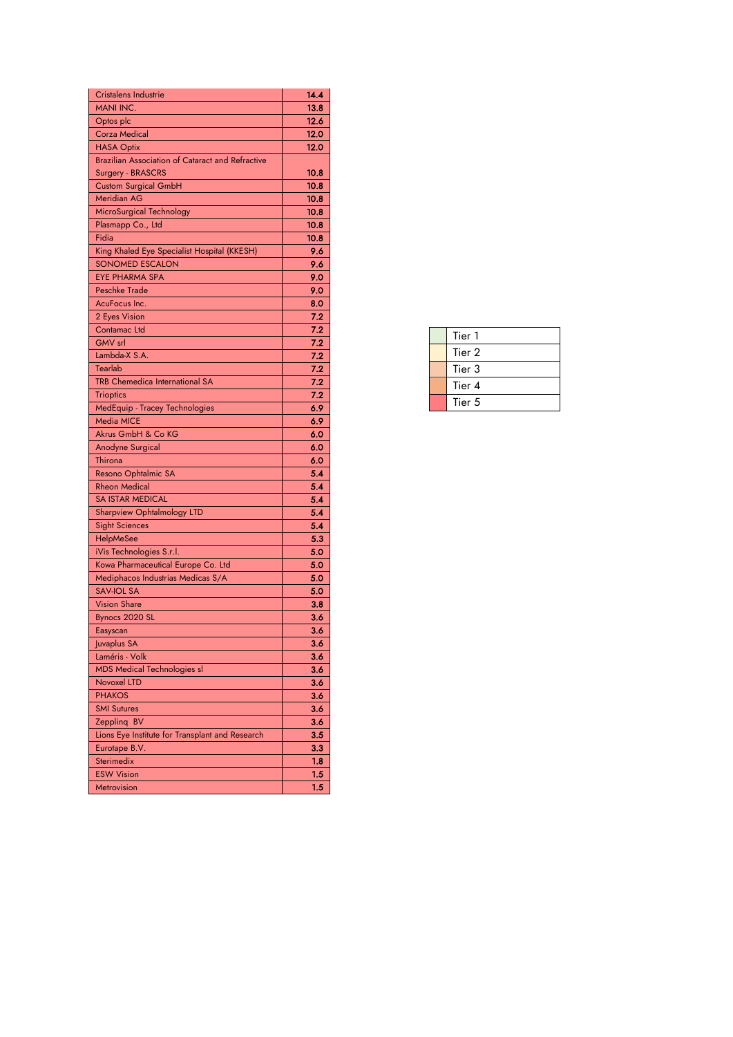| | |
|---|---|
| Cristalens Industrie | 14.4 |
| MANI INC. | 13.8 |
| Optos plc | 12.6 |
| Corza Medical | 12.0 |
| HASA Optix | 12.0 |
| Brazilian Association of Cataract and Refractive Surgery - BRASCRS | 10.8 |
| Custom Surgical GmbH | 10.8 |
| Meridian AG | 10.8 |
| MicroSurgical Technology | 10.8 |
| Plasmapp Co., Ltd | 10.8 |
| Fidia | 10.8 |
| King Khaled Eye Specialist Hospital (KKESH) | 9.6 |
| SONOMED ESCALON | 9.6 |
| EYE PHARMA SPA | 9.0 |
| Peschke Trade | 9.0 |
| AcuFocus Inc. | 8.0 |
| 2 Eyes Vision | 7.2 |
| Contamac Ltd | 7.2 |
| GMV srl | 7.2 |
| Lambda-X S.A. | 7.2 |
| Tearlab | 7.2 |
| TRB Chemedica International SA | 7.2 |
| Trioptics | 7.2 |
| MedEquip - Tracey Technologies | 6.9 |
| Media MICE | 6.9 |
| Akrus GmbH & Co KG | 6.0 |
| Anodyne Surgical | 6.0 |
| Thirona | 6.0 |
| Resono Ophtalmic SA | 5.4 |
| Rheon Medical | 5.4 |
| SA ISTAR MEDICAL | 5.4 |
| Sharpview Ophtalmology LTD | 5.4 |
| Sight Sciences | 5.4 |
| HelpMeSee | 5.3 |
| iVis Technologies S.r.l. | 5.0 |
| Kowa Pharmaceutical Europe Co. Ltd | 5.0 |
| Mediphacos Industrias Medicas S/A | 5.0 |
| SAV-IOL SA | 5.0 |
| Vision Share | 3.8 |
| Bynocs 2020 SL | 3.6 |
| Easyscan | 3.6 |
| Juvaplus SA | 3.6 |
| Laméris - Volk | 3.6 |
| MDS Medical Technologies sl | 3.6 |
| Novoxel LTD | 3.6 |
| PHAKOS | 3.6 |
| SMI Sutures | 3.6 |
| Zepplinq BV | 3.6 |
| Lions Eye Institute for Transplant and Research | 3.5 |
| Eurotape B.V. | 3.3 |
| Sterimedix | 1.8 |
| ESW Vision | 1.5 |
| Metrovision | 1.5 |

| | |
|---|---|
| | Tier 1 |
| | Tier 2 |
| | Tier 3 |
| | Tier 4 |
| | Tier 5 |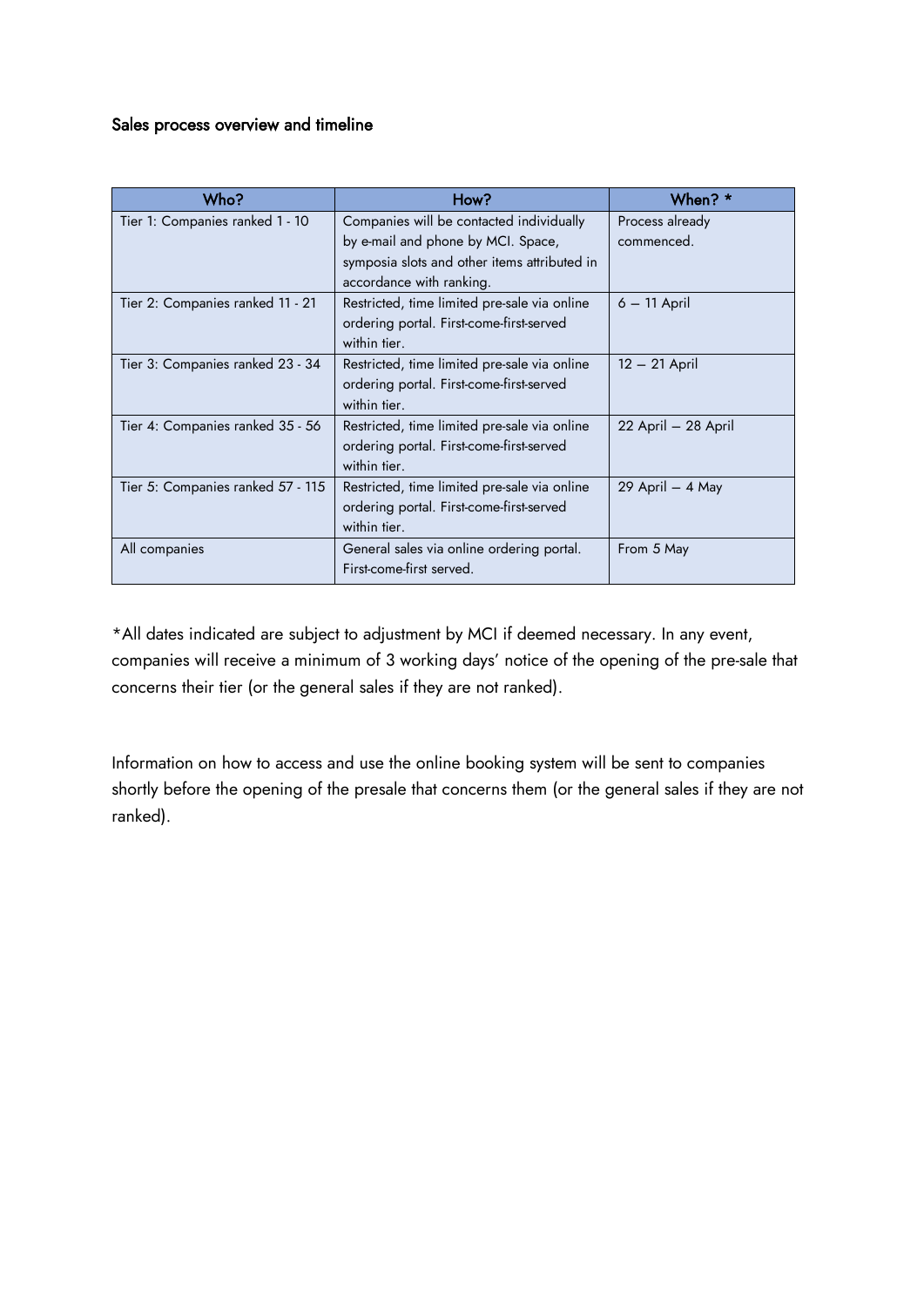## Sales process overview and timeline

| Who? | How? | When? * |
|---|---|---|
| Tier 1: Companies ranked 1 - 10 | Companies will be contacted individually by e-mail and phone by MCI. Space, symposia slots and other items attributed in accordance with ranking. | Process already commenced. |
| Tier 2: Companies ranked 11 - 21 | Restricted, time limited pre-sale via online ordering portal. First-come-first-served within tier. | 6 – 11 April |
| Tier 3: Companies ranked 23 - 34 | Restricted, time limited pre-sale via online ordering portal. First-come-first-served within tier. | 12 – 21 April |
| Tier 4: Companies ranked 35 - 56 | Restricted, time limited pre-sale via online ordering portal. First-come-first-served within tier. | 22 April – 28 April |
| Tier 5: Companies ranked 57 - 115 | Restricted, time limited pre-sale via online ordering portal. First-come-first-served within tier. | 29 April – 4 May |
| All companies | General sales via online ordering portal. First-come-first served. | From 5 May |

*All dates indicated are subject to adjustment by MCI if deemed necessary. In any event, companies will receive a minimum of 3 working days' notice of the opening of the pre-sale that concerns their tier (or the general sales if they are not ranked).

Information on how to access and use the online booking system will be sent to companies shortly before the opening of the presale that concerns them (or the general sales if they are not ranked).